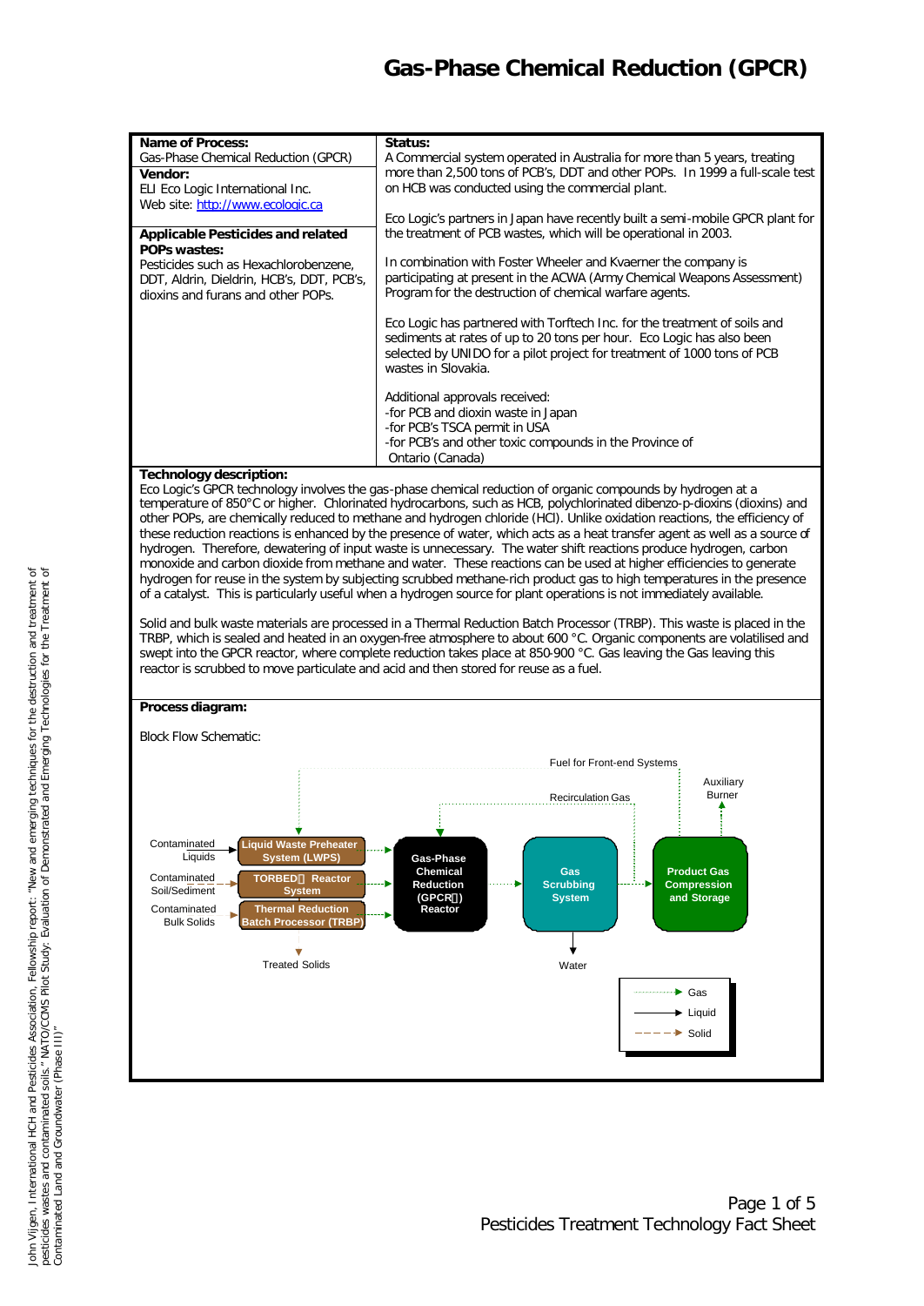# Gas-Phase Chemical Reduction (GPCR)

| **Name of Process:** Gas-Phase Chemical Reduction (GPCR) **Vendor:** ELI Eco Logic International Inc. Web site: http://www.ecologic.ca **Applicable Pesticides and related POPs wastes:** Pesticides such as Hexachlorobenzene, DDT, Aldrin, Dieldrin, HCB's, DDT, PCB's, dioxins and furans and other POPs. | **Status:** A Commercial system operated in Australia for more than 5 years, treating more than 2,500 tons of PCB's, DDT and other POPs. In 1999 a full-scale test on HCB was conducted using the commercial plant. Eco Logic's partners in Japan have recently built a semi-mobile GPCR plant for the treatment of PCB wastes, which will be operational in 2003. In combination with Foster Wheeler and Kvaerner the company is participating at present in the ACWA (Army Chemical Weapons Assessment) Program for the destruction of chemical warfare agents. Eco Logic has partnered with Torftech Inc. for the treatment of soils and sediments at rates of up to 20 tons per hour. Eco Logic has also been selected by UNIDO for a pilot project for treatment of 1000 tons of PCB wastes in Slovakia. Additional approvals received: -for PCB and dioxin waste in Japan -for PCB's TSCA permit in USA -for PCB's and other toxic compounds in the Province of Ontario (Canada) |
|---|---|

**Technology description:**

Eco Logic's GPCR technology involves the gas-phase chemical reduction of organic compounds by hydrogen at a temperature of 850°C or higher. Chlorinated hydrocarbons, such as HCB, polychlorinated dibenzo-p-dioxins (dioxins) and other POPs, are chemically reduced to methane and hydrogen chloride (HCl). Unlike oxidation reactions, the efficiency of these reduction reactions is enhanced by the presence of water, which acts as a heat transfer agent as well as a source of hydrogen. Therefore, dewatering of input waste is unnecessary. The water shift reactions produce hydrogen, carbon monoxide and carbon dioxide from methane and water. These reactions can be used at higher efficiencies to generate hydrogen for reuse in the system by subjecting scrubbed methane-rich product gas to high temperatures in the presence of a catalyst. This is particularly useful when a hydrogen source for plant operations is not immediately available.

Solid and bulk waste materials are processed in a Thermal Reduction Batch Processor (TRBP). This waste is placed in the TRBP, which is sealed and heated in an oxygen-free atmosphere to about 600 °C. Organic components are volatilised and swept into the GPCR reactor, where complete reduction takes place at 850-900 °C. Gas leaving the Gas leaving this reactor is scrubbed to move particulate and acid and then stored for reuse as a fuel.

**Process diagram:**

Block Flow Schematic:

Fuel for Front-end Systems

Auxiliary Burner

Recirculation Gas

Contaminated Liquids → Liquid Waste Preheater System (LWPS)

Contaminated Soil/Sediment → TORBED Reactor System

Contaminated Bulk Solids → Thermal Reduction Batch Processor (TRBP)

Gas-Phase Chemical Reduction (GPCR) Reactor

Gas Scrubbing System

Product Gas Compression and Storage

Treated Solids

Water

Gas

Liquid

Solid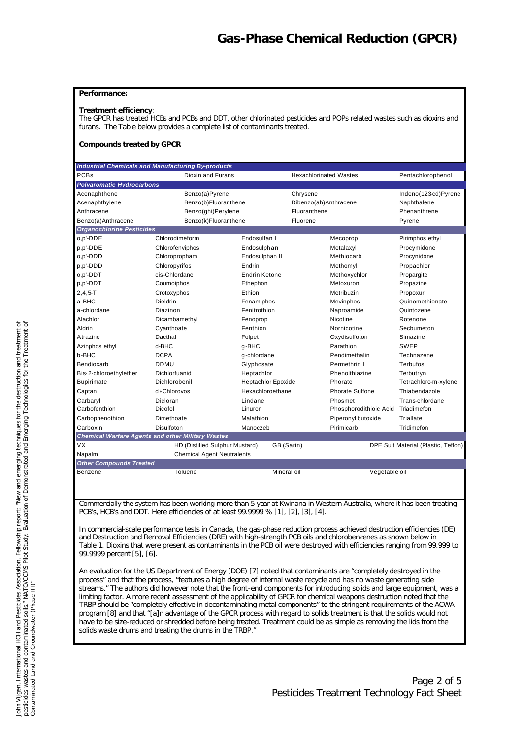# Gas-Phase Chemical Reduction (GPCR)

**Performance:**

**Treatment efficiency**:
The GPCR has treated HCBs and PCBs and DDT, other chlorinated pesticides and POPs related wastes such as dioxins and furans. The Table below provides a complete list of contaminants treated.

**Compounds treated by GPCR**

| | | | | |
|---|---|---|---|---|
| ***Industrial Chemicals and Manufacturing By-products*** | | | | |
| PCBs | Dioxin and Furans | | Hexachlorinated Wastes | Pentachlorophenol |
| ***Polyaromatic Hydrocarbons*** | | | | |
| Acenaphthene | Benzo(a)Pyrene | | Chrysene | Indeno(123cd)Pyrene |
| Acenaphthylene | Benzo(b)Fluoranthene | | Dibenzo(ah)Anthracene | Naphthalene |
| Anthracene | Benzo(ghi)Perylene | | Fluoranthene | Phenanthrene |
| Benzo(a)Anthracene | Benzo(k)Fluoranthene | | Fluorene | Pyrene |
| ***Organochlorine Pesticides*** | | | | |
| o,p'-DDE | Chlorodimeform | Endosulfan I | Mecoprop | Pirimphos ethyl |
| p,p'-DDE | Chlorofenviphos | Endosulphan | Metalaxyl | Procymidone |
| o,p'-DDD | Chloropropham | Endosulphan II | Methiocarb | Procynidone |
| p,p'-DDD | Chloropyrifos | Endrin | Methomyl | Propachlor |
| o,p'-DDT | cis-Chlordane | Endrin Ketone | Methoxychlor | Propargite |
| p,p'-DDT | Coumoiphos | Ethephon | Metoxuron | Propazine |
| 2,4,5-T | Crotoxyphos | Ethion | Metribuzin | Propoxur |
| a-BHC | Dieldrin | Fenamiphos | Mevinphos | Quinomethionate |
| a-chlordane | Diazinon | Fenitrothion | Naproamide | Quintozene |
| Alachlor | Dicambamethyl | Fenoprop | Nicotine | Rotenone |
| Aldrin | Cyanthoate | Fenthion | Nornicotine | Secbumeton |
| Atrazine | Dacthal | Folpet | Oxydisulfoton | Simazine |
| Azinphos ethyl | d-BHC | g-BHC | Parathion | SWEP |
| b-BHC | DCPA | g-chlordane | Pendimethalin | Technazene |
| Bendiocarb | DDMU | Glyphosate | Permethrin I | Terbufos |
| Bis-2-chloroethylether | Dichlorfuanid | Heptachlor | Phenolthiazine | Terbutryn |
| Bupirimate | Dichlorobenil | Heptachlor Epoxide | Phorate | Tetrachloro-m-xylene |
| Captan | di-Chlorovos | Hexachloroethane | Phorate Sulfone | Thiabendazole |
| Carbaryl | Dicloran | Lindane | Phosmet | Trans-chlordane |
| Carbofenthion | Dicofol | Linuron | Phosphorodithioic Acid | Triadimefon |
| Carbophenothion | Dimethoate | Malathion | Piperonyl butoxide | Triallate |
| Carboxin | Disulfoton | Manoczeb | Pirimicarb | Tridimefon |
| ***Chemical Warfare Agents and other Military Wastes*** | | | | |
| VX | HD (Distilled Sulphur Mustard) | GB (Sarin) | | DPE Suit Material (Plastic, Teflon) |
| Napalm | Chemical Agent Neutralents | | | |
| ***Other Compounds Treated*** | | | | |
| Benzene | Toluene | Mineral oil | Vegetable oil | |

Commercially the system has been working more than 5 year at Kwinana in Western Australia, where it has been treating PCB's, HCB's and DDT. Here efficiencies of at least 99.9999 % [1], [2], [3], [4].

In commercial-scale performance tests in Canada, the gas-phase reduction process achieved destruction efficiencies (DE) and Destruction and Removal Efficiencies (DRE) with high-strength PCB oils and chlorobenzenes as shown below in Table 1. Dioxins that were present as contaminants in the PCB oil were destroyed with efficiencies ranging from 99.999 to 99.9999 percent [5], [6].

An evaluation for the US Department of Energy (DOE) [7] noted that contaminants are "completely destroyed in the process" and that the process, "features a high degree of internal waste recycle and has no waste generating side streams." The authors did however note that the front-end components for introducing solids and large equipment, was a limiting factor. A more recent assessment of the applicability of GPCR for chemical weapons destruction noted that the TRBP should be "completely effective in decontaminating metal components" to the stringent requirements of the ACWA program [8] and that "[a]n advantage of the GPCR process with regard to solids treatment is that the solids would not have to be size-reduced or shredded before being treated. Treatment could be as simple as removing the lids from the solids waste drums and treating the drums in the TRBP."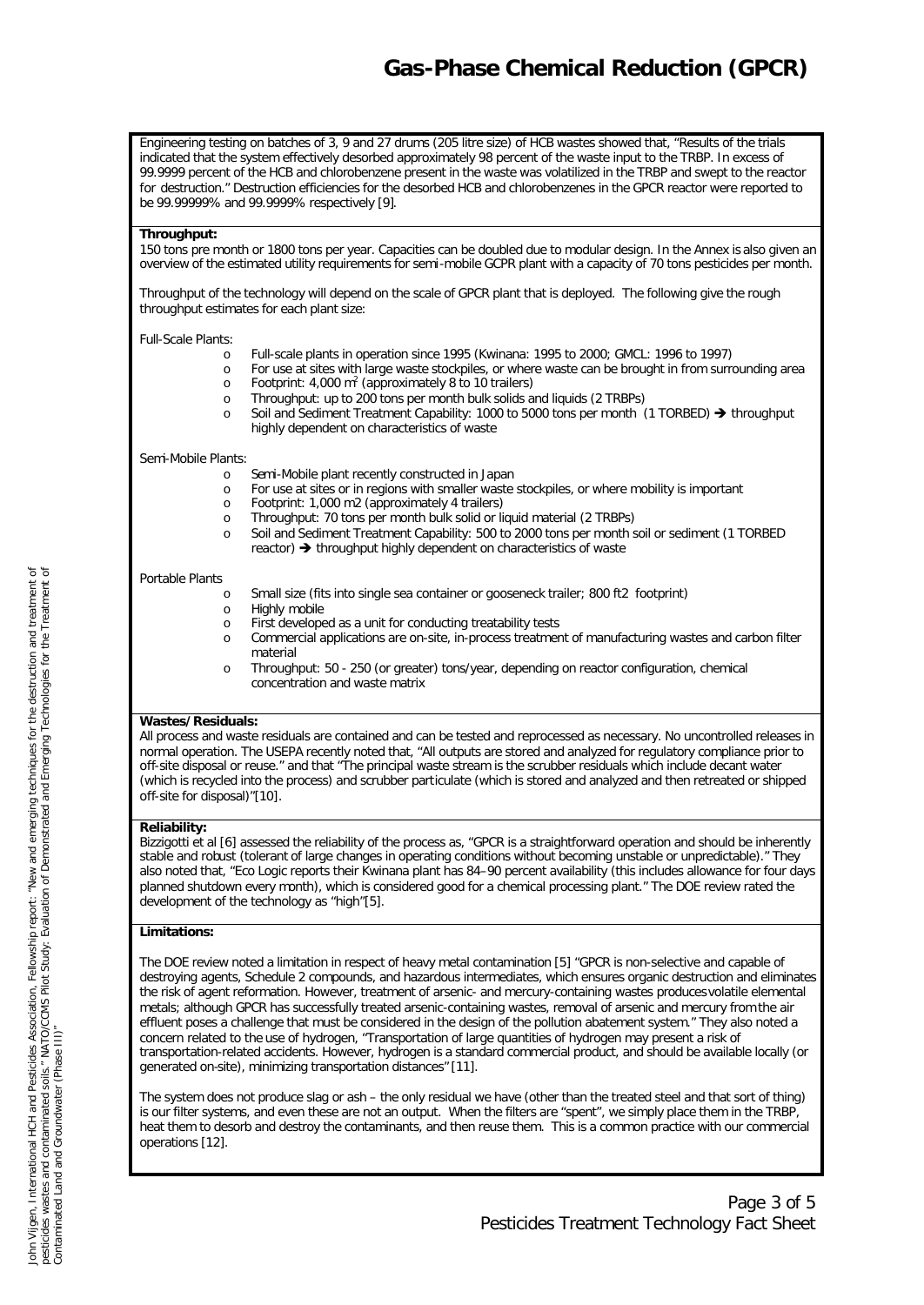Engineering testing on batches of 3, 9 and 27 drums (205 litre size) of HCB wastes showed that, "Results of the trials indicated that the system effectively desorbed approximately 98 percent of the waste input to the TRBP. In excess of 99.9999 percent of the HCB and chlorobenzene present in the waste was volatilized in the TRBP and swept to the reactor for destruction." Destruction efficiencies for the desorbed HCB and chlorobenzenes in the GPCR reactor were reported to be 99.99999% and 99.9999% respectively [9].

**Throughput:**
150 tons pre month or 1800 tons per year. Capacities can be doubled due to modular design. In the Annex is also given an overview of the estimated utility requirements for semi-mobile GCPR plant with a capacity of 70 tons pesticides per month.

Throughput of the technology will depend on the scale of GPCR plant that is deployed. The following give the rough throughput estimates for each plant size:

Full-Scale Plants:

- Full-scale plants in operation since 1995 (Kwinana: 1995 to 2000; GMCL: 1996 to 1997)
- For use at sites with large waste stockpiles, or where waste can be brought in from surrounding area
- Footprint: 4,000 $m^2$ (approximately 8 to 10 trailers)
- Throughput: up to 200 tons per month bulk solids and liquids (2 TRBPs)
- Soil and Sediment Treatment Capability: 1000 to 5000 tons per month (1 TORBED) → throughput highly dependent on characteristics of waste

Semi-Mobile Plants:

- Semi-Mobile plant recently constructed in Japan
- For use at sites or in regions with smaller waste stockpiles, or where mobility is important
- Footprint: 1,000 m2 (approximately 4 trailers)
- Throughput: 70 tons per month bulk solid or liquid material (2 TRBPs)
- Soil and Sediment Treatment Capability: 500 to 2000 tons per month soil or sediment (1 TORBED reactor) → throughput highly dependent on characteristics of waste

Portable Plants

- Small size (fits into single sea container or gooseneck trailer; 800 ft2 footprint)
- Highly mobile
- First developed as a unit for conducting treatability tests
- Commercial applications are on-site, in-process treatment of manufacturing wastes and carbon filter material
- Throughput: 50 - 250 (or greater) tons/year, depending on reactor configuration, chemical concentration and waste matrix

**Wastes/Residuals:**
All process and waste residuals are contained and can be tested and reprocessed as necessary. No uncontrolled releases in normal operation. The USEPA recently noted that, "All outputs are stored and analyzed for regulatory compliance prior to off-site disposal or reuse." and that "The principal waste stream is the scrubber residuals which include decant water (which is recycled into the process) and scrubber particulate (which is stored and analyzed and then retreated or shipped off-site for disposal)"[10].

**Reliability:**
Bizzigotti et al [6] assessed the reliability of the process as, "GPCR is a straightforward operation and should be inherently stable and robust (tolerant of large changes in operating conditions without becoming unstable or unpredictable)." They also noted that, "Eco Logic reports their Kwinana plant has 84–90 percent availability (this includes allowance for four days planned shutdown every month), which is considered good for a chemical processing plant." The DOE review rated the development of the technology as "high"[5].

**Limitations:**

The DOE review noted a limitation in respect of heavy metal contamination [5] "GPCR is non-selective and capable of destroying agents, Schedule 2 compounds, and hazardous intermediates, which ensures organic destruction and eliminates the risk of agent reformation. However, treatment of arsenic- and mercury-containing wastes produces volatile elemental metals; although GPCR has successfully treated arsenic-containing wastes, removal of arsenic and mercury from the air effluent poses a challenge that must be considered in the design of the pollution abatement system." They also noted a concern related to the use of hydrogen, "Transportation of large quantities of hydrogen may present a risk of transportation-related accidents. However, hydrogen is a standard commercial product, and should be available locally (or generated on-site), minimizing transportation distances" [11].

The system does not produce slag or ash – the only residual we have (other than the treated steel and that sort of thing) is our filter systems, and even these are not an output. When the filters are "spent", we simply place them in the TRBP, heat them to desorb and destroy the contaminants, and then reuse them. This is a common practice with our commercial operations [12].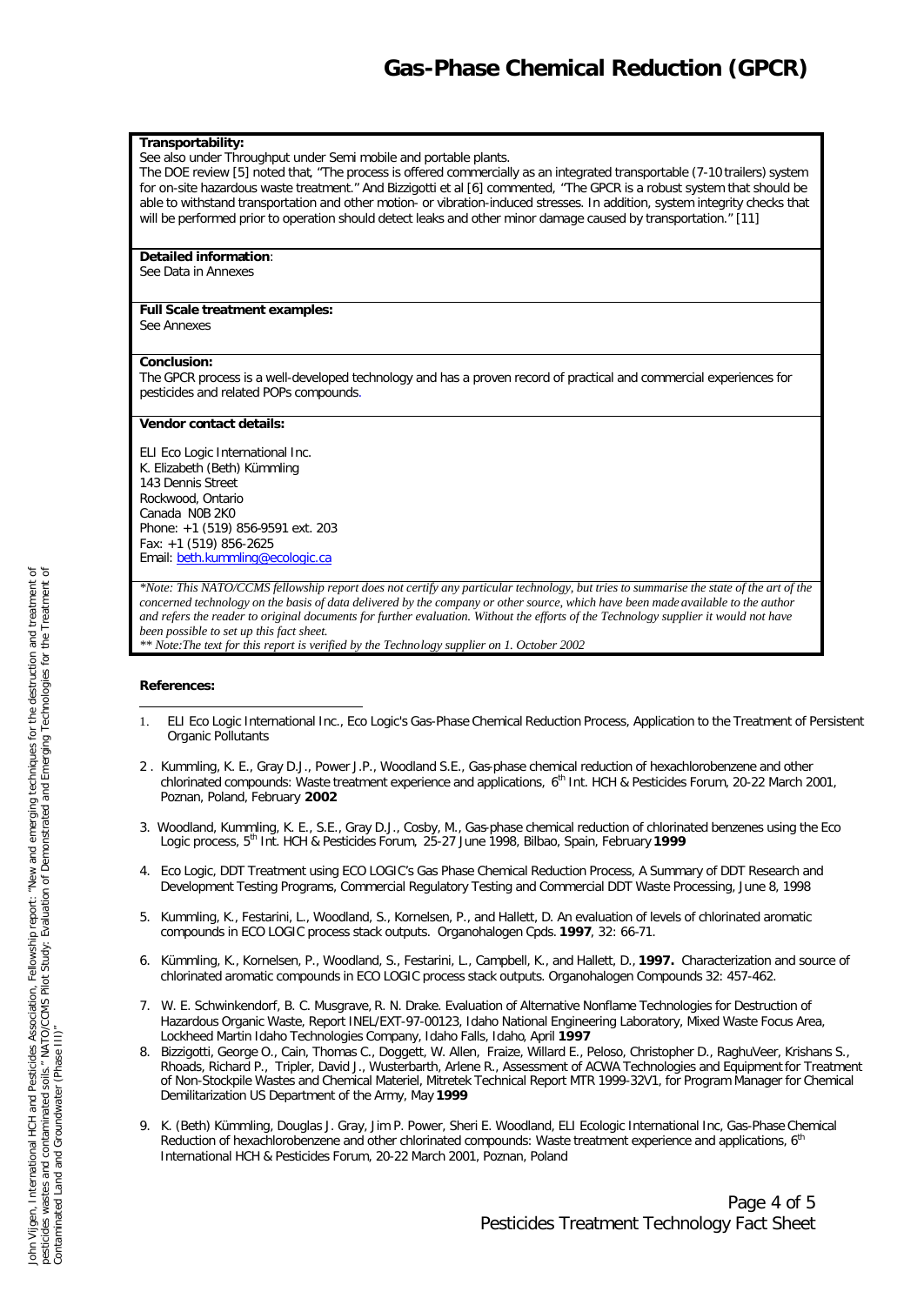# Gas-Phase Chemical Reduction (GPCR)

**Transportability:**
See also under Throughput under Semi mobile and portable plants.
The DOE review [5] noted that, "The process is offered commercially as an integrated transportable (7-10 trailers) system for on-site hazardous waste treatment." And Bizzigotti et al [6] commented, "The GPCR is a robust system that should be able to withstand transportation and other motion- or vibration-induced stresses. In addition, system integrity checks that will be performed prior to operation should detect leaks and other minor damage caused by transportation." [11]

**Detailed information**:
See Data in Annexes

**Full Scale treatment examples:**
See Annexes

**Conclusion:**
The GPCR process is a well-developed technology and has a proven record of practical and commercial experiences for pesticides and related POPs compounds.

**Vendor contact details:**

ELI Eco Logic International Inc.
K. Elizabeth (Beth) Kümmling
143 Dennis Street
Rockwood, Ontario
Canada N0B 2K0
Phone: +1 (519) 856-9591 ext. 203
Fax: +1 (519) 856-2625
Email: beth.kummling@ecologic.ca

*\*Note: This NATO/CCMS fellowship report does not certify any particular technology, but tries to summarise the state of the art of the concerned technology on the basis of data delivered by the company or other source, which have been made available to the author and refers the reader to original documents for further evaluation. Without the efforts of the Technology supplier it would not have been possible to set up this fact sheet.*
*\*\* Note:The text for this report is verified by the Technology supplier on 1. October 2002*

**References:**

1. ELI Eco Logic International Inc., Eco Logic's Gas-Phase Chemical Reduction Process, Application to the Treatment of Persistent Organic Pollutants
2. Kummling, K. E., Gray D.J., Power J.P., Woodland S.E., Gas-phase chemical reduction of hexachlorobenzene and other chlorinated compounds: Waste treatment experience and applications, 6th Int. HCH & Pesticides Forum, 20-22 March 2001, Poznan, Poland, February **2002**
3. Woodland, Kummling, K. E., S.E., Gray D.J., Cosby, M., Gas-phase chemical reduction of chlorinated benzenes using the Eco Logic process, 5th Int. HCH & Pesticides Forum, 25-27 June 1998, Bilbao, Spain, February **1999**
4. Eco Logic, DDT Treatment using ECO LOGIC's Gas Phase Chemical Reduction Process, A Summary of DDT Research and Development Testing Programs, Commercial Regulatory Testing and Commercial DDT Waste Processing, June 8, 1998
5. Kummling, K., Festarini, L., Woodland, S., Kornelsen, P., and Hallett, D. An evaluation of levels of chlorinated aromatic compounds in ECO LOGIC process stack outputs. Organohalogen Cpds. **1997**, 32: 66-71.
6. Kümmling, K., Kornelsen, P., Woodland, S., Festarini, L., Campbell, K., and Hallett, D., **1997.** Characterization and source of chlorinated aromatic compounds in ECO LOGIC process stack outputs. Organohalogen Compounds 32: 457-462.
7. W. E. Schwinkendorf, B. C. Musgrave, R. N. Drake. Evaluation of Alternative Nonflame Technologies for Destruction of Hazardous Organic Waste, Report INEL/EXT-97-00123, Idaho National Engineering Laboratory, Mixed Waste Focus Area, Lockheed Martin Idaho Technologies Company, Idaho Falls, Idaho, April **1997**
8. Bizzigotti, George O., Cain, Thomas C., Doggett, W. Allen, Fraize, Willard E., Peloso, Christopher D., RaghuVeer, Krishans S., Rhoads, Richard P., Tripler, David J., Wusterbarth, Arlene R., Assessment of ACWA Technologies and Equipment for Treatment of Non-Stockpile Wastes and Chemical Materiel, Mitretek Technical Report MTR 1999-32V1, for Program Manager for Chemical Demilitarization US Department of the Army, May **1999**
9. K. (Beth) Kümmling, Douglas J. Gray, Jim P. Power, Sheri E. Woodland, ELI Ecologic International Inc, Gas-Phase Chemical Reduction of hexachlorobenzene and other chlorinated compounds: Waste treatment experience and applications, 6th International HCH & Pesticides Forum, 20-22 March 2001, Poznan, Poland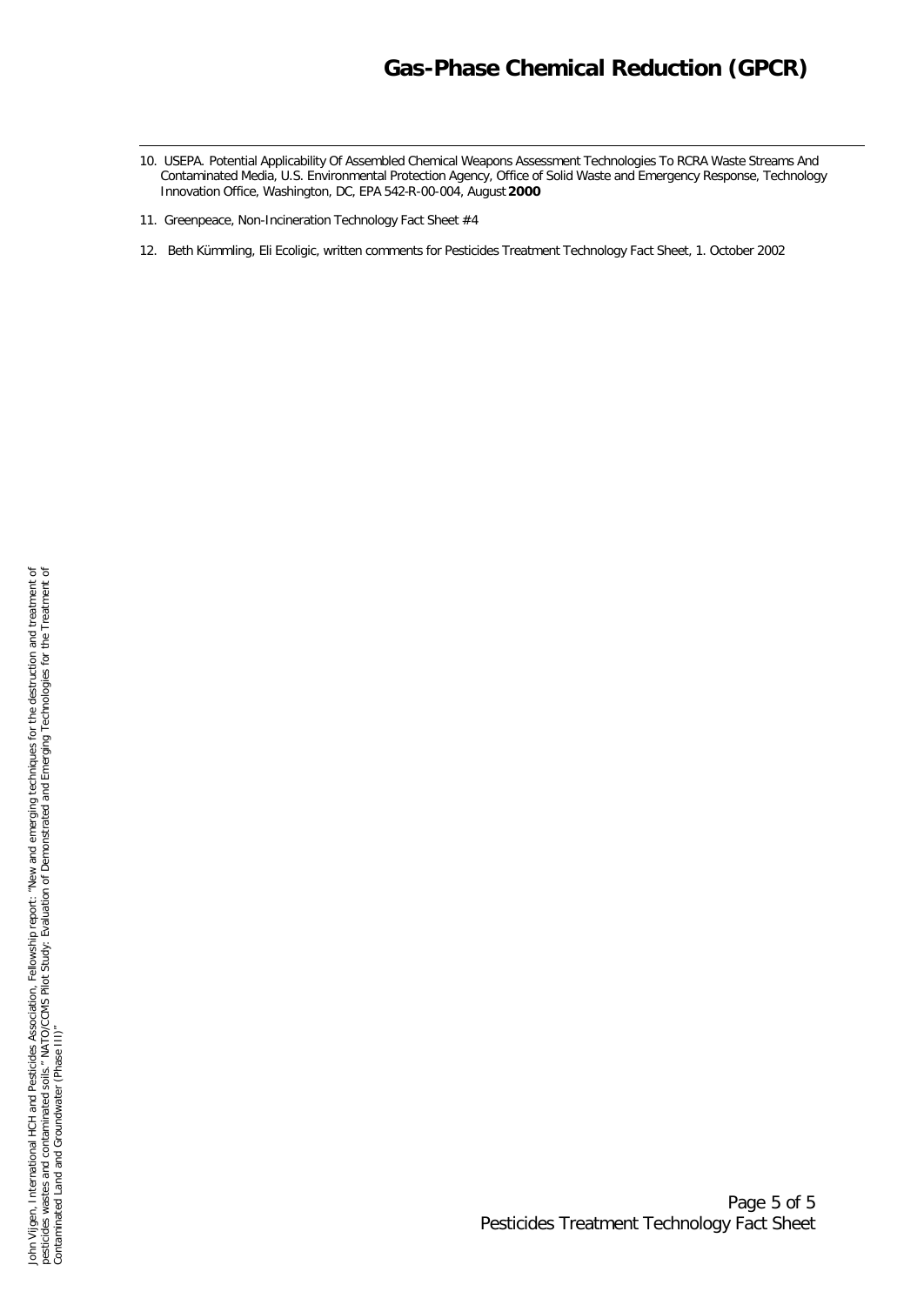10. USEPA. Potential Applicability Of Assembled Chemical Weapons Assessment Technologies To RCRA Waste Streams And Contaminated Media, U.S. Environmental Protection Agency, Office of Solid Waste and Emergency Response, Technology Innovation Office, Washington, DC, EPA 542-R-00-004, August **2000**

11. Greenpeace, Non-Incineration Technology Fact Sheet #4

12. Beth Kümmling, Eli Ecoligic, written comments for Pesticides Treatment Technology Fact Sheet, 1. October 2002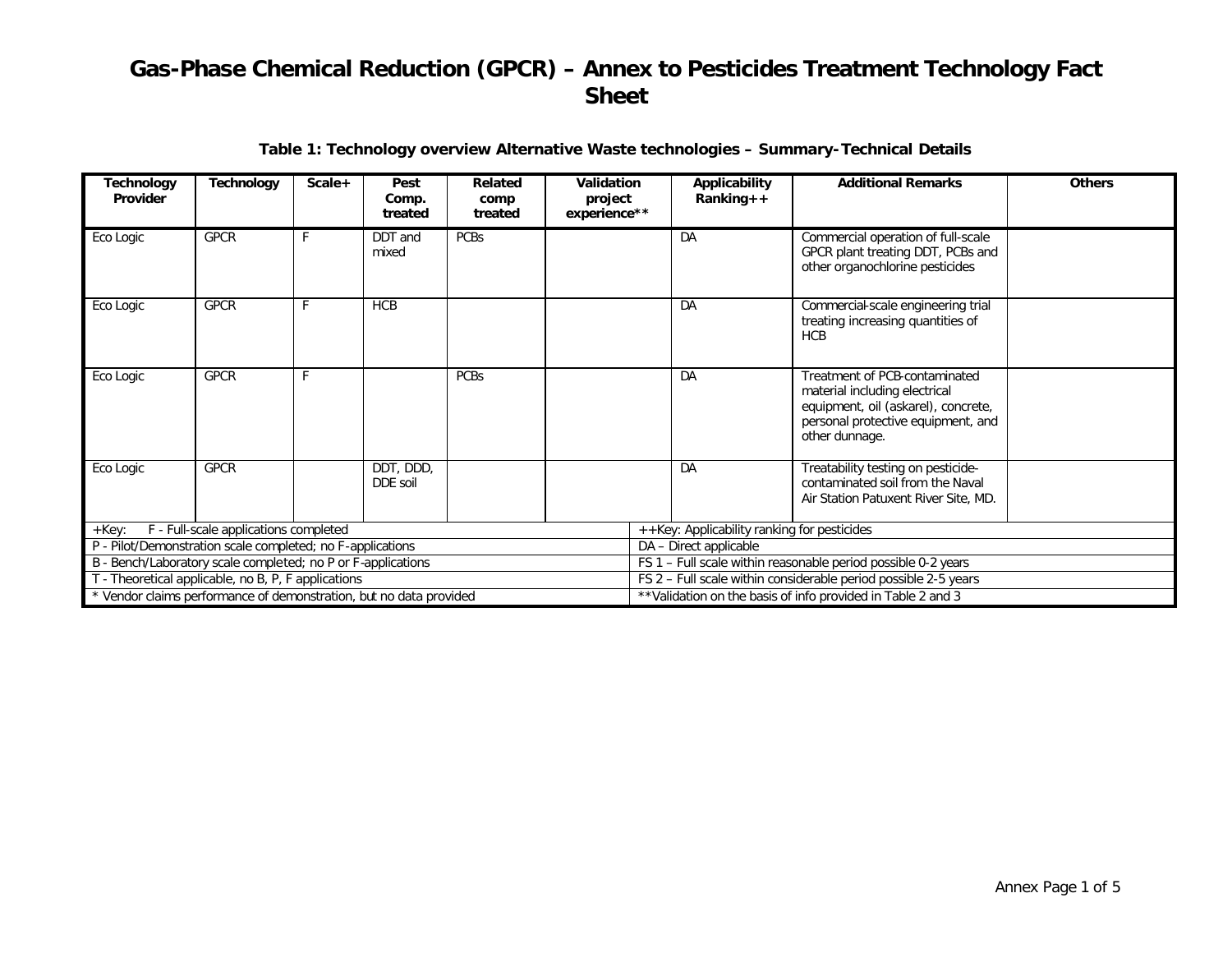# Gas-Phase Chemical Reduction (GPCR) – Annex to Pesticides Treatment Technology Fact Sheet

**Table 1: Technology overview Alternative Waste technologies – Summary-Technical Details**

| Technology Provider | Technology | Scale+ | Pest Comp. treated | Related comp treated | Validation project experience** | Applicability Ranking++ | Additional Remarks | Others |
|---|---|---|---|---|---|---|---|---|
| Eco Logic | GPCR | F | DDT and mixed | PCBs | | DA | Commercial operation of full-scale GPCR plant treating DDT, PCBs and other organochlorine pesticides | |
| Eco Logic | GPCR | F | HCB | | | DA | Commercial-scale engineering trial treating increasing quantities of HCB | |
| Eco Logic | GPCR | F | | PCBs | | DA | Treatment of PCB-contaminated material including electrical equipment, oil (askarel), concrete, personal protective equipment, and other dunnage. | |
| Eco Logic | GPCR | | DDT, DDD, DDE soil | | | DA | Treatability testing on pesticide-contaminated soil from the Naval Air Station Patuxent River Site, MD. | |

| +Key: | ++Key: Applicability ranking for pesticides |
|---|---|
| F - Full-scale applications completed | DA – Direct applicable |
| P - Pilot/Demonstration scale completed; no F-applications | FS 1 – Full scale within reasonable period possible 0-2 years |
| B - Bench/Laboratory scale completed; no P or F-applications | FS 2 – Full scale within considerable period possible 2-5 years |
| T - Theoretical applicable, no B, P, F applications | **Validation on the basis of info provided in Table 2 and 3 |
| * Vendor claims performance of demonstration, but no data provided | |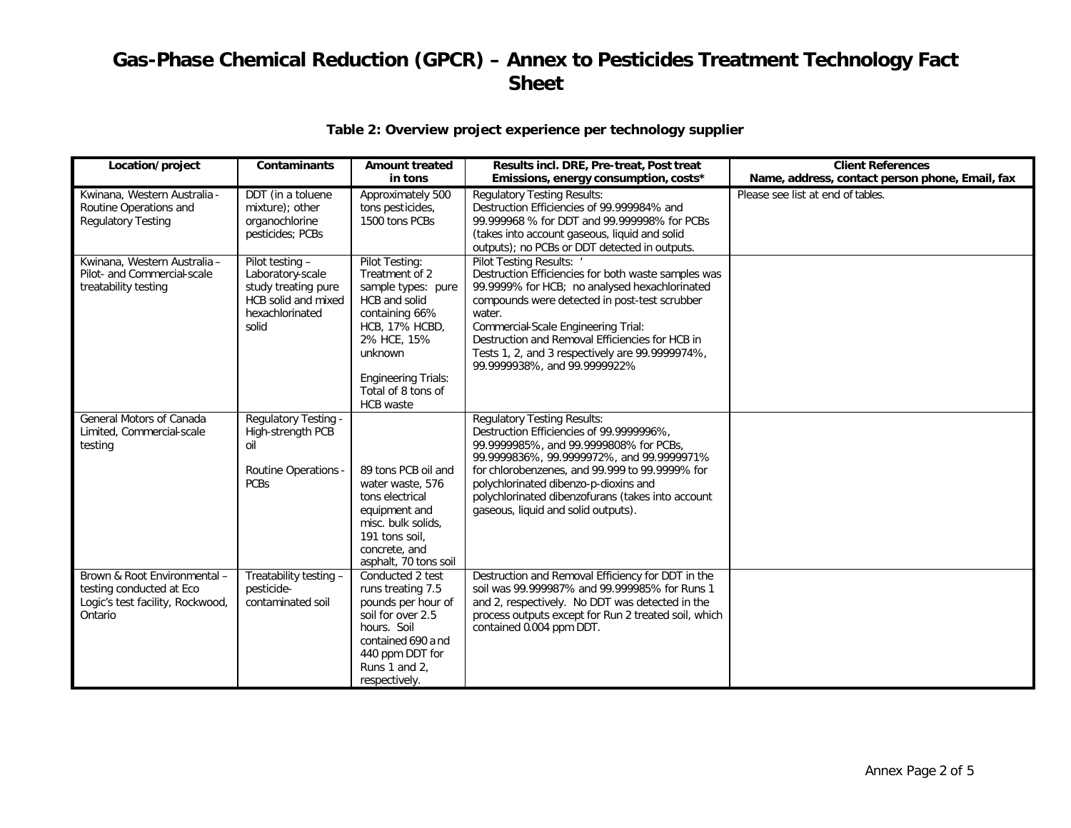# Gas-Phase Chemical Reduction (GPCR) – Annex to Pesticides Treatment Technology Fact Sheet

**Table 2: Overview project experience per technology supplier**

| Location/project | Contaminants | Amount treated in tons | Results incl. DRE, Pre-treat, Post treat Emissions, energy consumption, costs* | Client References Name, address, contact person phone, Email, fax |
|---|---|---|---|---|
| Kwinana, Western Australia - Routine Operations and Regulatory Testing | DDT (in a toluene mixture); other organochlorine pesticides; PCBs | Approximately 500 tons pesticides, 1500 tons PCBs | Regulatory Testing Results: Destruction Efficiencies of 99.999984% and 99.999968 % for DDT and 99.999998% for PCBs (takes into account gaseous, liquid and solid outputs); no PCBs or DDT detected in outputs. | Please see list at end of tables. |
| Kwinana, Western Australia – Pilot- and Commercial-scale treatability testing | Pilot testing – Laboratory-scale study treating pure HCB solid and mixed hexachlorinated solid | Pilot Testing: Treatment of 2 sample types: pure HCB and solid containing 66% HCB, 17% HCBD, 2% HCE, 15% unknown<br><br>Engineering Trials: Total of 8 tons of HCB waste | Pilot Testing Results: '<br>Destruction Efficiencies for both waste samples was 99.9999% for HCB; no analysed hexachlorinated compounds were detected in post-test scrubber water.<br>Commercial-Scale Engineering Trial:<br>Destruction and Removal Efficiencies for HCB in Tests 1, 2, and 3 respectively are 99.9999974%, 99.9999938%, and 99.9999922% | |
| General Motors of Canada Limited, Commercial-scale testing | Regulatory Testing - High-strength PCB oil<br><br>Routine Operations - PCBs | 89 tons PCB oil and water waste, 576 tons electrical equipment and misc. bulk solids, 191 tons soil, concrete, and asphalt, 70 tons soil | Regulatory Testing Results:<br>Destruction Efficiencies of 99.9999996%, 99.9999985%, and 99.9999808% for PCBs, 99.9999836%, 99.9999972%, and 99.9999971% for chlorobenzenes, and 99.999 to 99.9999% for polychlorinated dibenzo-p-dioxins and polychlorinated dibenzofurans (takes into account gaseous, liquid and solid outputs). | |
| Brown & Root Environmental – testing conducted at Eco Logic's test facility, Rockwood, Ontario | Treatability testing – pesticide-contaminated soil | Conducted 2 test runs treating 7.5 pounds per hour of soil for over 2.5 hours. Soil contained 690 and 440 ppm DDT for Runs 1 and 2, respectively. | Destruction and Removal Efficiency for DDT in the soil was 99.999987% and 99.999985% for Runs 1 and 2, respectively. No DDT was detected in the process outputs except for Run 2 treated soil, which contained 0.004 ppm DDT. | |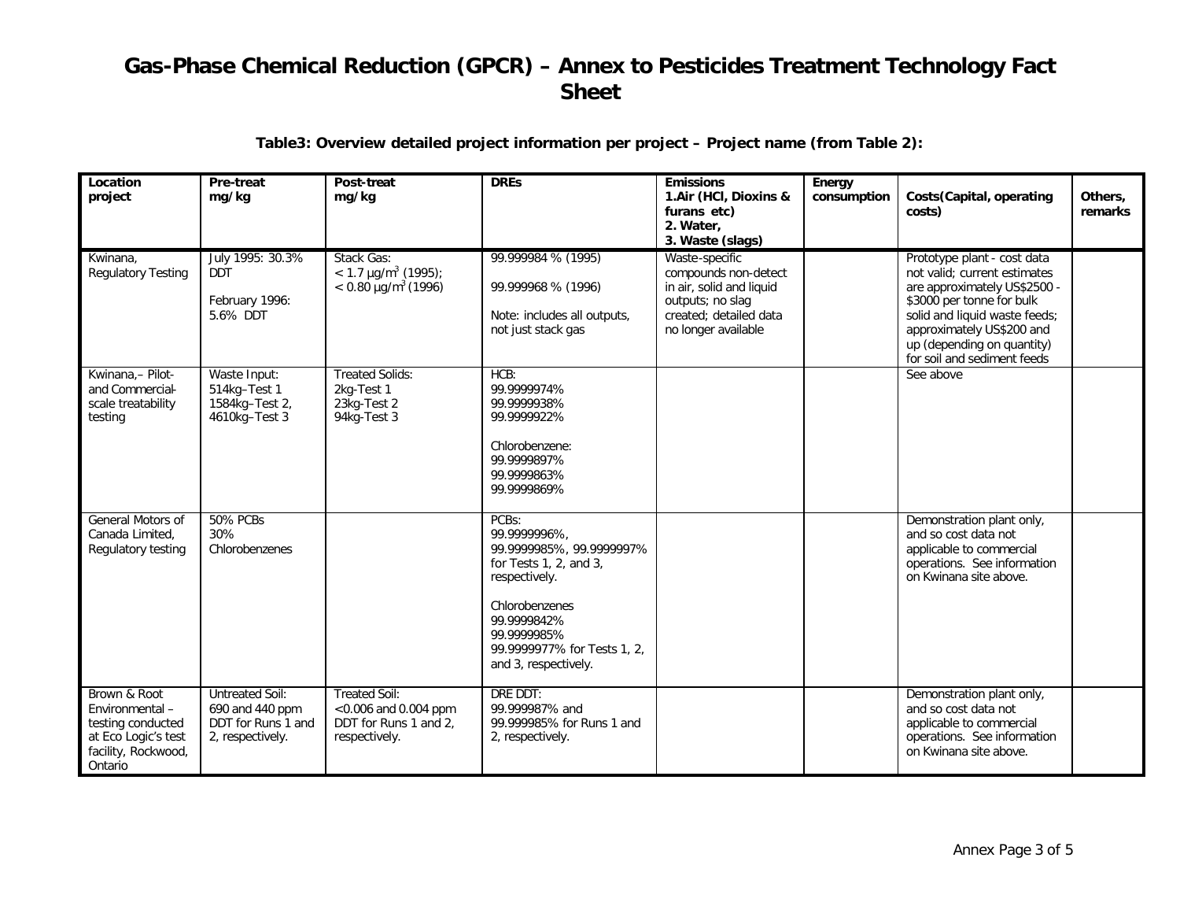# Gas-Phase Chemical Reduction (GPCR) – Annex to Pesticides Treatment Technology Fact Sheet

**Table3: Overview detailed project information per project – Project name (from Table 2):**

| Location project | Pre-treat mg/kg | Post-treat mg/kg | DREs | Emissions 1.Air (HCl, Dioxins & furans etc) 2. Water, 3. Waste (slags) | Energy consumption | Costs(Capital, operating costs) | Others, remarks |
|---|---|---|---|---|---|---|---|
| Kwinana, Regulatory Testing | July 1995: 30.3% DDT<br><br>February 1996: 5.6% DDT | Stack Gas:<br>< 1.7 µg/m$^3$ (1995);<br>< 0.80 µg/m$^3$ (1996) | 99.999984 % (1995)<br><br>99.999968 % (1996)<br><br>Note: includes all outputs, not just stack gas | Waste-specific compounds non-detect in air, solid and liquid outputs; no slag created; detailed data no longer available | | Prototype plant - cost data not valid; current estimates are approximately US$2500 - $3000 per tonne for bulk solid and liquid waste feeds; approximately US$200 and up (depending on quantity) for soil and sediment feeds | |
| Kwinana,– Pilot- and Commercial-scale treatability testing | Waste Input:<br>514kg–Test 1<br>1584kg–Test 2,<br>4610kg–Test 3 | Treated Solids:<br>2kg-Test 1<br>23kg-Test 2<br>94kg-Test 3 | HCB:<br>99.9999974%<br>99.9999938%<br>99.9999922%<br><br>Chlorobenzene:<br>99.9999897%<br>99.9999863%<br>99.9999869% | | | See above | |
| General Motors of Canada Limited, Regulatory testing | 50% PCBs<br>30% Chlorobenzenes | | PCBs:<br>99.9999996%,<br>99.9999985%, 99.9999997% for Tests 1, 2, and 3, respectively.<br><br>Chlorobenzenes<br>99.9999842%<br>99.9999985%<br>99.9999977% for Tests 1, 2, and 3, respectively. | | | Demonstration plant only, and so cost data not applicable to commercial operations. See information on Kwinana site above. | |
| Brown & Root Environmental – testing conducted at Eco Logic's test facility, Rockwood, Ontario | Untreated Soil:<br>690 and 440 ppm DDT for Runs 1 and 2, respectively. | Treated Soil:<br><0.006 and 0.004 ppm DDT for Runs 1 and 2, respectively. | DRE DDT:<br>99.999987% and 99.999985% for Runs 1 and 2, respectively. | | | Demonstration plant only, and so cost data not applicable to commercial operations. See information on Kwinana site above. | |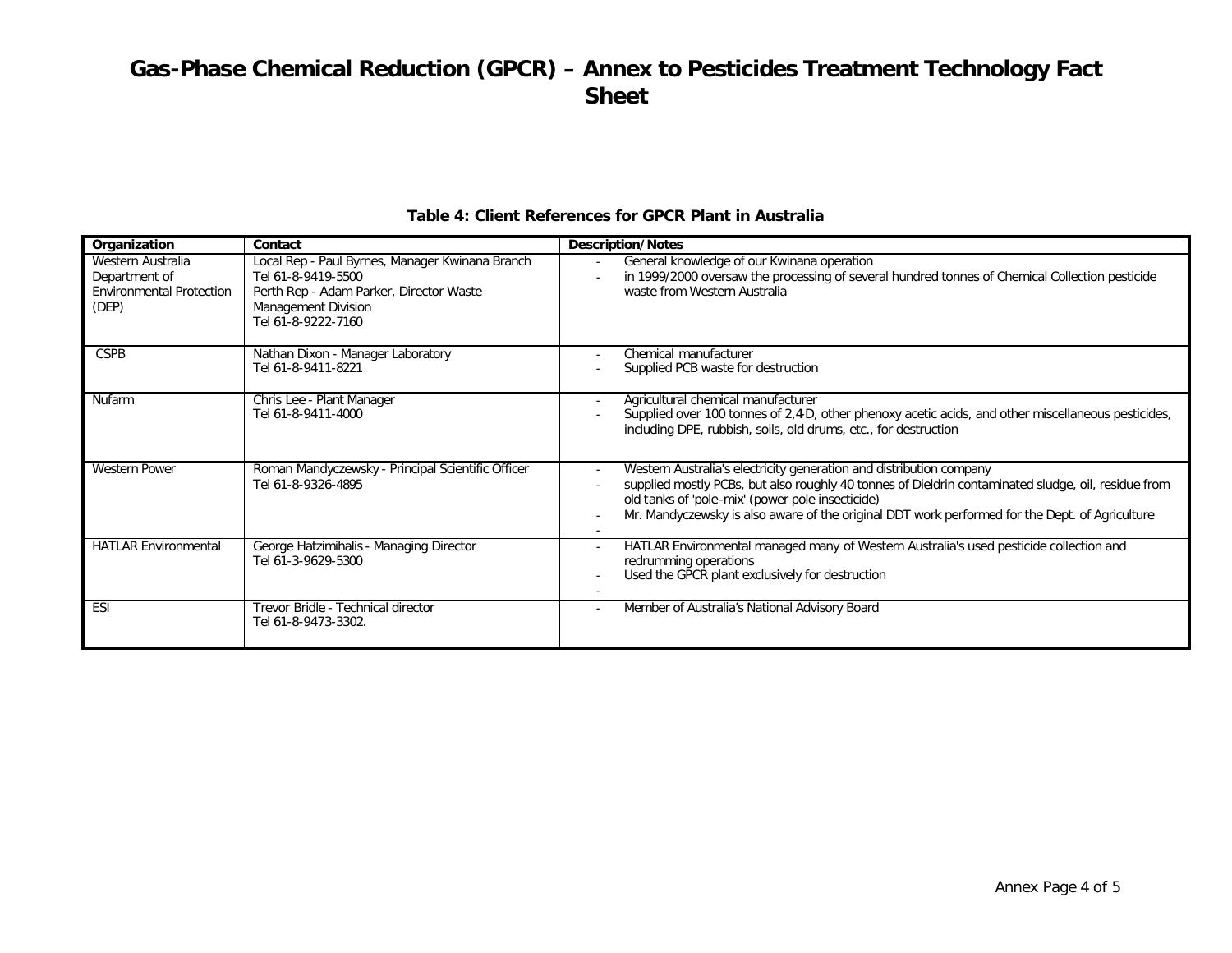# Gas-Phase Chemical Reduction (GPCR) – Annex to Pesticides Treatment Technology Fact Sheet

**Table 4: Client References for GPCR Plant in Australia**

| Organization | Contact | Description/Notes |
|---|---|---|
| Western Australia Department of Environmental Protection (DEP) | Local Rep - Paul Byrnes, Manager Kwinana Branch<br>Tel 61-8-9419-5500<br>Perth Rep - Adam Parker, Director Waste Management Division<br>Tel 61-8-9222-7160 | - General knowledge of our Kwinana operation<br>- in 1999/2000 oversaw the processing of several hundred tonnes of Chemical Collection pesticide waste from Western Australia |
| CSPB | Nathan Dixon - Manager Laboratory<br>Tel 61-8-9411-8221 | - Chemical manufacturer<br>- Supplied PCB waste for destruction |
| Nufarm | Chris Lee - Plant Manager<br>Tel 61-8-9411-4000 | - Agricultural chemical manufacturer<br>- Supplied over 100 tonnes of 2,4-D, other phenoxy acetic acids, and other miscellaneous pesticides, including DPE, rubbish, soils, old drums, etc., for destruction |
| Western Power | Roman Mandyczewsky - Principal Scientific Officer<br>Tel 61-8-9326-4895 | - Western Australia's electricity generation and distribution company<br>- supplied mostly PCBs, but also roughly 40 tonnes of Dieldrin contaminated sludge, oil, residue from old tanks of 'pole-mix' (power pole insecticide)<br>- Mr. Mandyczewsky is also aware of the original DDT work performed for the Dept. of Agriculture<br>- |
| HATLAR Environmental | George Hatzimihalis - Managing Director<br>Tel 61-3-9629-5300 | - HATLAR Environmental managed many of Western Australia's used pesticide collection and redrumming operations<br>- Used the GPCR plant exclusively for destruction<br>- |
| ESI | Trevor Bridle - Technical director<br>Tel 61-8-9473-3302. | - Member of Australia's National Advisory Board |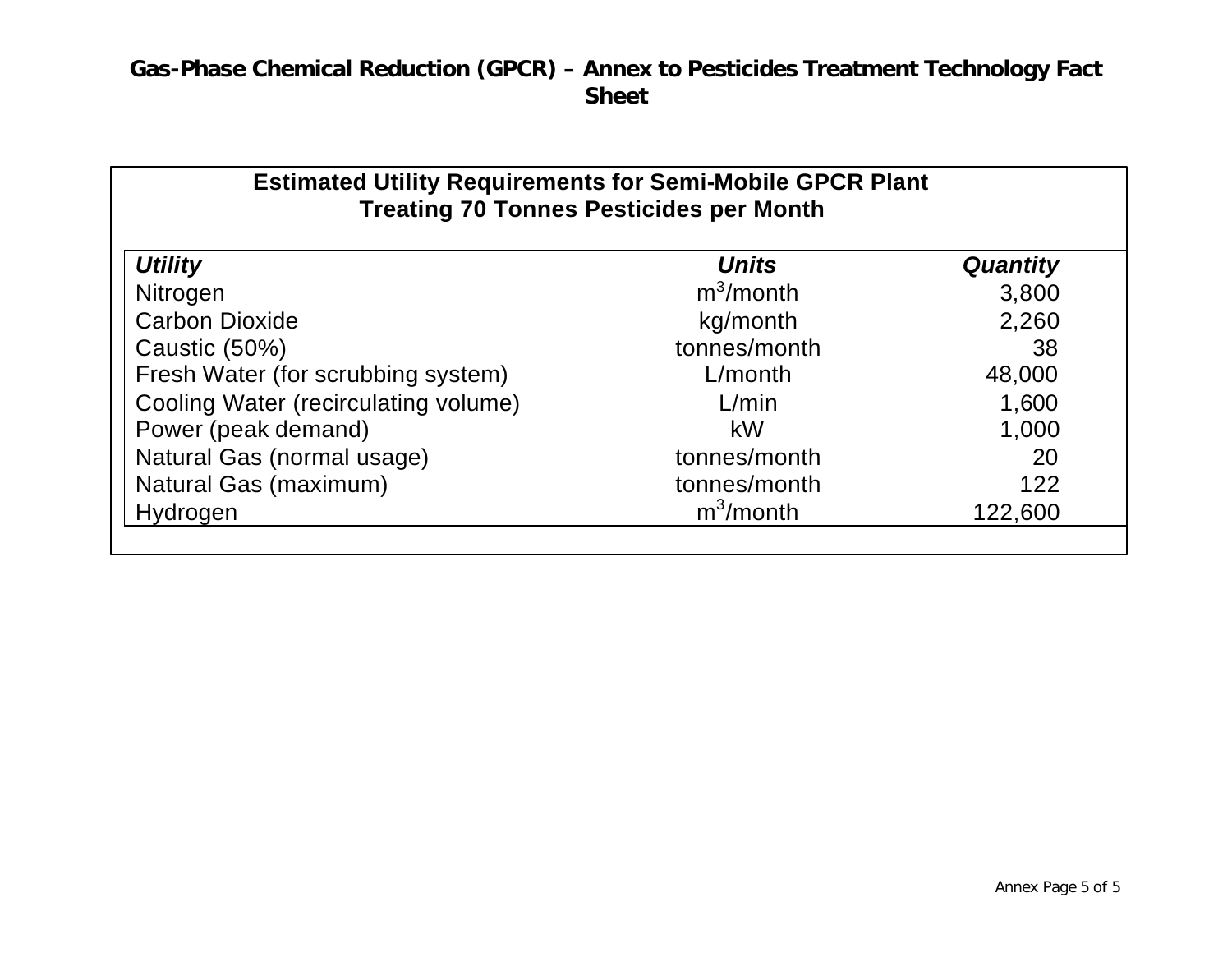# Gas-Phase Chemical Reduction (GPCR) – Annex to Pesticides Treatment Technology Fact Sheet

**Estimated Utility Requirements for Semi-Mobile GPCR Plant Treating 70 Tonnes Pesticides per Month**

| *Utility* | *Units* | *Quantity* |
|---|---|---|
| Nitrogen | $m^3$/month | 3,800 |
| Carbon Dioxide | kg/month | 2,260 |
| Caustic (50%) | tonnes/month | 38 |
| Fresh Water (for scrubbing system) | L/month | 48,000 |
| Cooling Water (recirculating volume) | L/min | 1,600 |
| Power (peak demand) | kW | 1,000 |
| Natural Gas (normal usage) | tonnes/month | 20 |
| Natural Gas (maximum) | tonnes/month | 122 |
| Hydrogen | $m^3$/month | 122,600 |